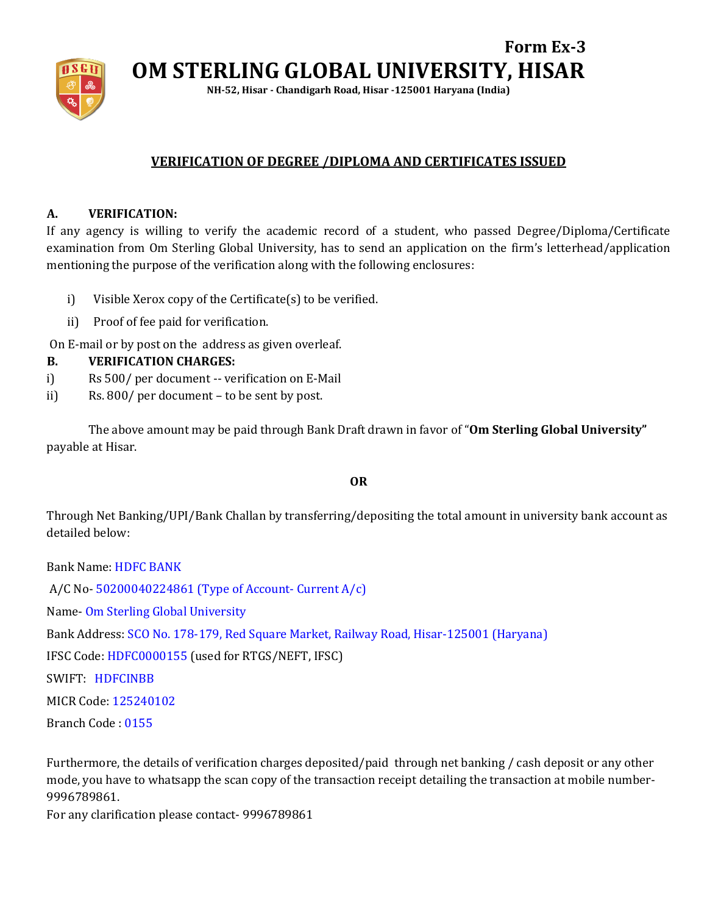Form Ex-3

# OM STERLING GLOBAL UNIVERSITY, HISAR

**NH-52, Hisar - Chandigarh Road, Hisar -125001 Haryana (India)**

## VERIFICATION OF DEGREE /DIPLOMA AND CERTIFICATES ISSUED

**A. VERIFICATION:**

If any agency is willing to verify the academic record of a student, who passed Degree/Diploma/Certificate examination from Om Sterling Global University, has to send an application on the firm's letterhead/application mentioning the purpose of the verification along with the following enclosures:

i) Visible Xerox copy of the Certificate(s) to be verified.

ii) Proof of fee paid for verification.

On E-mail or by post on the address as given overleaf.

**B. VERIFICATION CHARGES:**

i) Rs 500/ per document -- verification on E-Mail

ii) Rs. 800/ per document – to be sent by post.

The above amount may be paid through Bank Draft drawn in favor of "**Om Sterling Global University"** payable at Hisar.

**OR**

Through Net Banking/UPI/Bank Challan by transferring/depositing the total amount in university bank account as detailed below:

Bank Name: HDFC BANK

A/C No- 50200040224861 (Type of Account- Current A/c)

Name- Om Sterling Global University

Bank Address: SCO No. 178-179, Red Square Market, Railway Road, Hisar-125001 (Haryana)

IFSC Code: HDFC0000155 (used for RTGS/NEFT, IFSC)

SWIFT: HDFCINBB

MICR Code: 125240102

Branch Code : 0155

Furthermore, the details of verification charges deposited/paid through net banking / cash deposit or any other mode, you have to whatsapp the scan copy of the transaction receipt detailing the transaction at mobile number-9996789861.

For any clarification please contact- 9996789861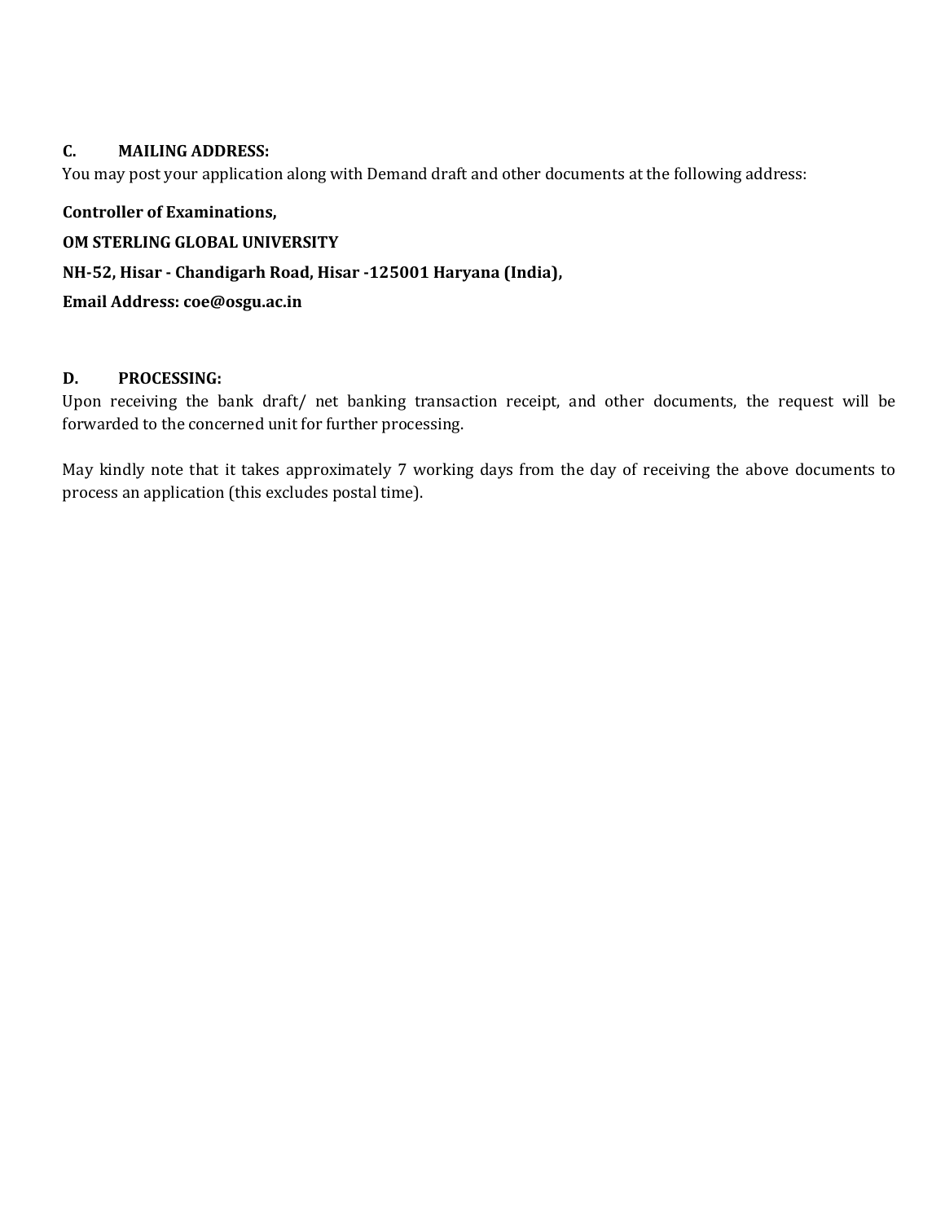## C. MAILING ADDRESS:

You may post your application along with Demand draft and other documents at the following address:

**Controller of Examinations,**

**OM STERLING GLOBAL UNIVERSITY**

**NH-52, Hisar - Chandigarh Road, Hisar -125001 Haryana (India),**

**Email Address: coe@osgu.ac.in**

## D. PROCESSING:

Upon receiving the bank draft/ net banking transaction receipt, and other documents, the request will be forwarded to the concerned unit for further processing.

May kindly note that it takes approximately 7 working days from the day of receiving the above documents to process an application (this excludes postal time).